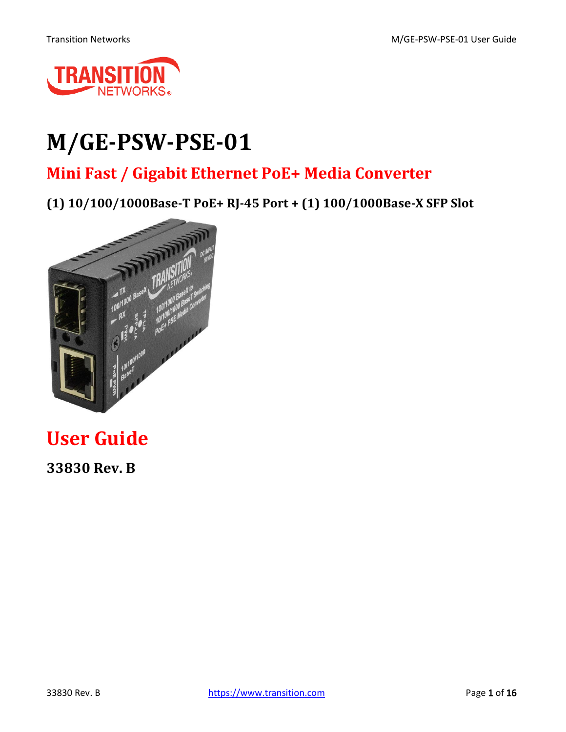# M/GE-PSW-PSE-01

## Mini Fast / Gigabit Ethernet PoE+ Media Converter

### (1) 10/100/1000Base-T PoE+ RJ-45 Port + (1) 100/1000Base-X SFP Slot

## User Guide

**33830 Rev. B**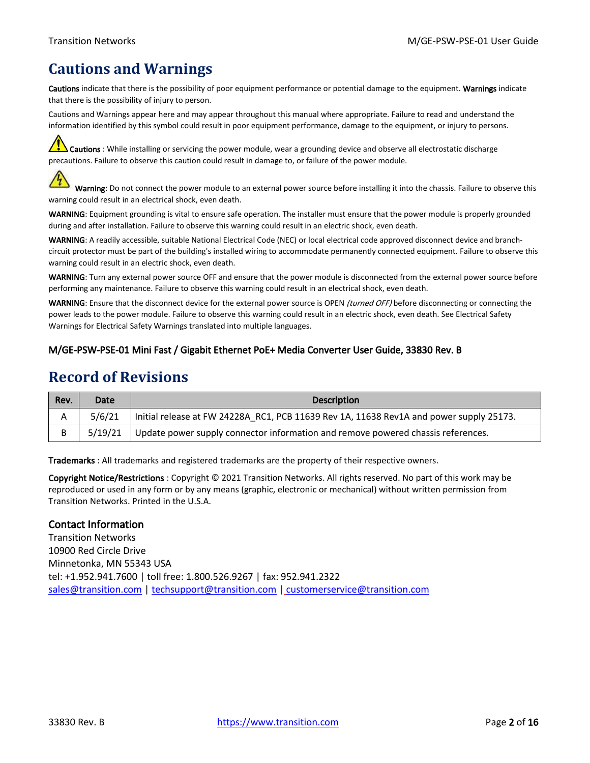# Cautions and Warnings

**Cautions** indicate that there is the possibility of poor equipment performance or potential damage to the equipment. **Warnings** indicate that there is the possibility of injury to person.

Cautions and Warnings appear here and may appear throughout this manual where appropriate. Failure to read and understand the information identified by this symbol could result in poor equipment performance, damage to the equipment, or injury to persons.

**Cautions** : While installing or servicing the power module, wear a grounding device and observe all electrostatic discharge precautions. Failure to observe this caution could result in damage to, or failure of the power module.

**Warning**: Do not connect the power module to an external power source before installing it into the chassis. Failure to observe this warning could result in an electrical shock, even death.

**WARNING**: Equipment grounding is vital to ensure safe operation. The installer must ensure that the power module is properly grounded during and after installation. Failure to observe this warning could result in an electric shock, even death.

**WARNING**: A readily accessible, suitable National Electrical Code (NEC) or local electrical code approved disconnect device and branch-circuit protector must be part of the building's installed wiring to accommodate permanently connected equipment. Failure to observe this warning could result in an electric shock, even death.

**WARNING**: Turn any external power source OFF and ensure that the power module is disconnected from the external power source before performing any maintenance. Failure to observe this warning could result in an electrical shock, even death.

**WARNING**: Ensure that the disconnect device for the external power source is OPEN *(turned OFF)* before disconnecting or connecting the power leads to the power module. Failure to observe this warning could result in an electric shock, even death. See Electrical Safety Warnings for Electrical Safety Warnings translated into multiple languages.

### M/GE-PSW-PSE-01 Mini Fast / Gigabit Ethernet PoE+ Media Converter User Guide, 33830 Rev. B

# Record of Revisions

| Rev. | Date | Description |
|---|---|---|
| A | 5/6/21 | Initial release at FW 24228A_RC1, PCB 11639 Rev 1A, 11638 Rev1A and power supply 25173. |
| B | 5/19/21 | Update power supply connector information and remove powered chassis references. |

**Trademarks** : All trademarks and registered trademarks are the property of their respective owners.

**Copyright Notice/Restrictions** : Copyright © 2021 Transition Networks. All rights reserved. No part of this work may be reproduced or used in any form or by any means (graphic, electronic or mechanical) without written permission from Transition Networks. Printed in the U.S.A.

### Contact Information

Transition Networks
10900 Red Circle Drive
Minnetonka, MN 55343 USA
tel: +1.952.941.7600 | toll free: 1.800.526.9267 | fax: 952.941.2322
sales@transition.com | techsupport@transition.com | customerservice@transition.com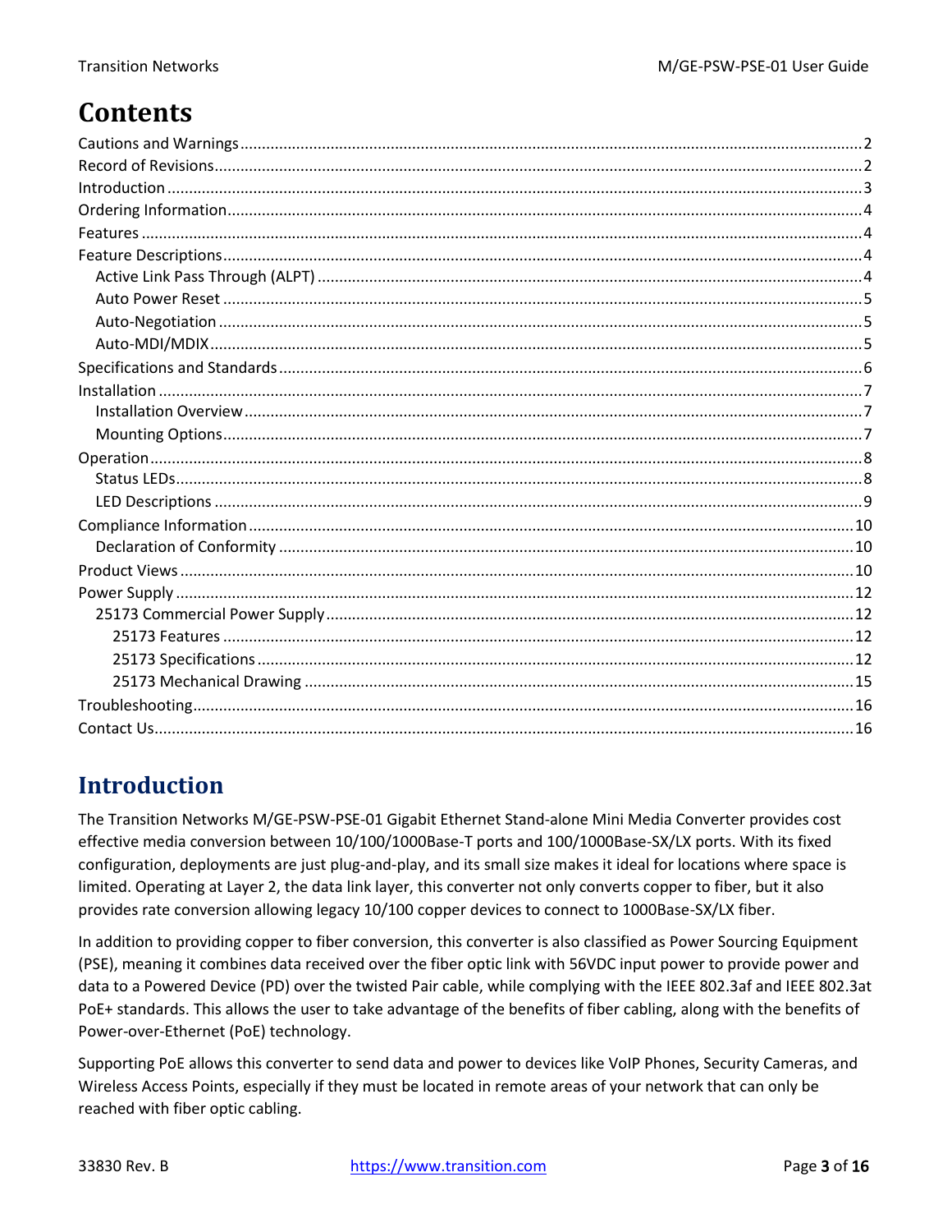# Contents

Cautions and Warnings ........ 2
Record of Revisions ........ 2
Introduction ........ 3
Ordering Information ........ 4
Features ........ 4
Feature Descriptions ........ 4
- Active Link Pass Through (ALPT) ........ 4
- Auto Power Reset ........ 5
- Auto-Negotiation ........ 5
- Auto-MDI/MDIX ........ 5

Specifications and Standards ........ 6
Installation ........ 7
- Installation Overview ........ 7
- Mounting Options ........ 7

Operation ........ 8
- Status LEDs ........ 8
- LED Descriptions ........ 9

Compliance Information ........ 10
- Declaration of Conformity ........ 10

Product Views ........ 10
Power Supply ........ 12
- 25173 Commercial Power Supply ........ 12
  - 25173 Features ........ 12
  - 25173 Specifications ........ 12
  - 25173 Mechanical Drawing ........ 15

Troubleshooting ........ 16
Contact Us ........ 16

# Introduction

The Transition Networks M/GE-PSW-PSE-01 Gigabit Ethernet Stand-alone Mini Media Converter provides cost effective media conversion between 10/100/1000Base-T ports and 100/1000Base-SX/LX ports. With its fixed configuration, deployments are just plug-and-play, and its small size makes it ideal for locations where space is limited. Operating at Layer 2, the data link layer, this converter not only converts copper to fiber, but it also provides rate conversion allowing legacy 10/100 copper devices to connect to 1000Base-SX/LX fiber.

In addition to providing copper to fiber conversion, this converter is also classified as Power Sourcing Equipment (PSE), meaning it combines data received over the fiber optic link with 56VDC input power to provide power and data to a Powered Device (PD) over the twisted Pair cable, while complying with the IEEE 802.3af and IEEE 802.3at PoE+ standards. This allows the user to take advantage of the benefits of fiber cabling, along with the benefits of Power-over-Ethernet (PoE) technology.

Supporting PoE allows this converter to send data and power to devices like VoIP Phones, Security Cameras, and Wireless Access Points, especially if they must be located in remote areas of your network that can only be reached with fiber optic cabling.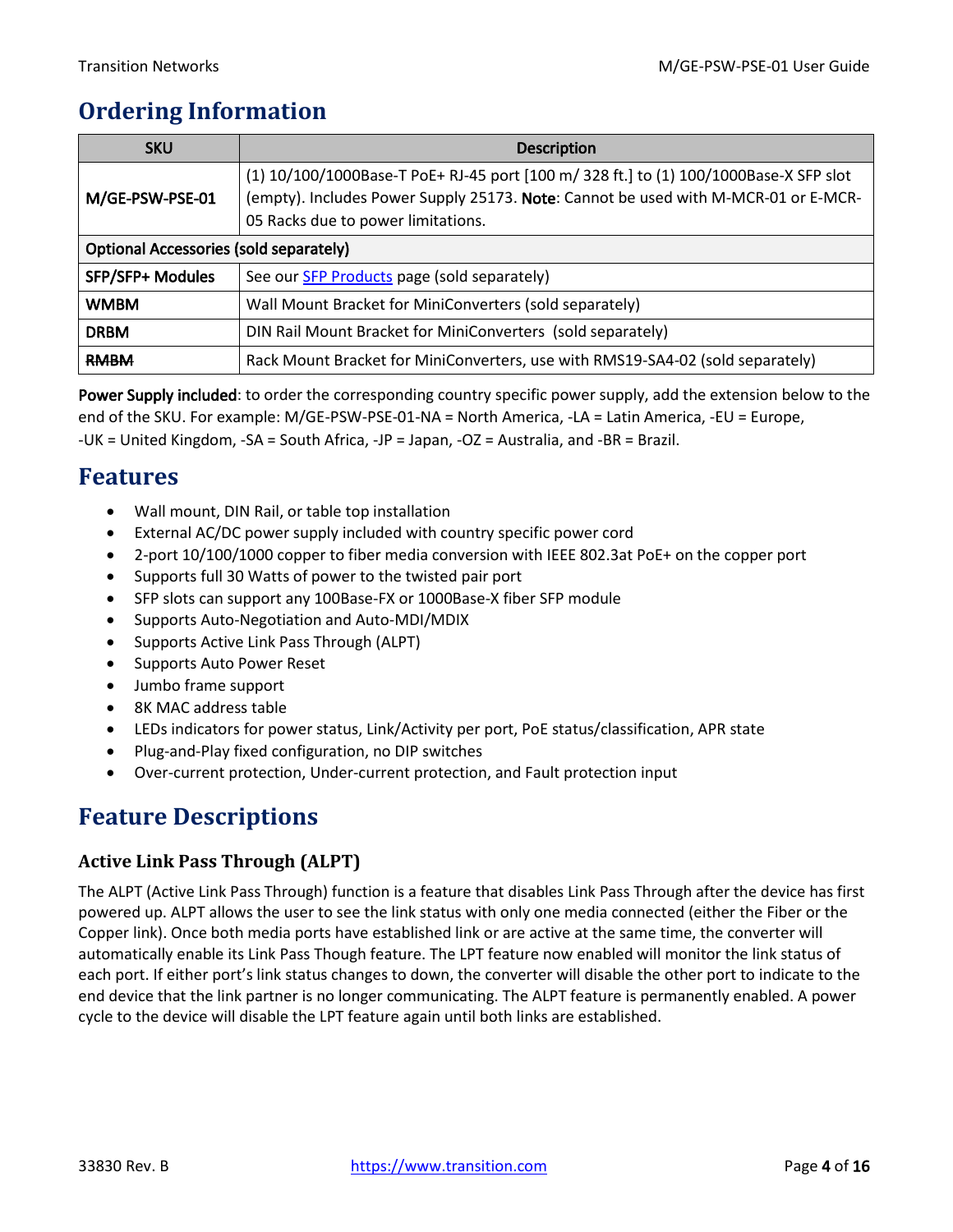# Ordering Information

| SKU | Description |
| --- | --- |
| **M/GE-PSW-PSE-01** | (1) 10/100/1000Base-T PoE+ RJ-45 port [100 m/ 328 ft.] to (1) 100/1000Base-X SFP slot (empty). Includes Power Supply 25173. **Note**: Cannot be used with M-MCR-01 or E-MCR-05 Racks due to power limitations. |
| **Optional Accessories (sold separately)** | |
| **SFP/SFP+ Modules** | See our SFP Products page (sold separately) |
| **WMBM** | Wall Mount Bracket for MiniConverters (sold separately) |
| **DRBM** | DIN Rail Mount Bracket for MiniConverters (sold separately) |
| ~~**RMBM**~~ | Rack Mount Bracket for MiniConverters, use with RMS19-SA4-02 (sold separately) |

**Power Supply included**: to order the corresponding country specific power supply, add the extension below to the end of the SKU. For example: M/GE-PSW-PSE-01-NA = North America, -LA = Latin America, -EU = Europe, -UK = United Kingdom, -SA = South Africa, -JP = Japan, -OZ = Australia, and -BR = Brazil.

# Features

- Wall mount, DIN Rail, or table top installation
- External AC/DC power supply included with country specific power cord
- 2-port 10/100/1000 copper to fiber media conversion with IEEE 802.3at PoE+ on the copper port
- Supports full 30 Watts of power to the twisted pair port
- SFP slots can support any 100Base-FX or 1000Base-X fiber SFP module
- Supports Auto-Negotiation and Auto-MDI/MDIX
- Supports Active Link Pass Through (ALPT)
- Supports Auto Power Reset
- Jumbo frame support
- 8K MAC address table
- LEDs indicators for power status, Link/Activity per port, PoE status/classification, APR state
- Plug-and-Play fixed configuration, no DIP switches
- Over-current protection, Under-current protection, and Fault protection input

# Feature Descriptions

## Active Link Pass Through (ALPT)

The ALPT (Active Link Pass Through) function is a feature that disables Link Pass Through after the device has first powered up. ALPT allows the user to see the link status with only one media connected (either the Fiber or the Copper link). Once both media ports have established link or are active at the same time, the converter will automatically enable its Link Pass Though feature. The LPT feature now enabled will monitor the link status of each port. If either port's link status changes to down, the converter will disable the other port to indicate to the end device that the link partner is no longer communicating. The ALPT feature is permanently enabled. A power cycle to the device will disable the LPT feature again until both links are established.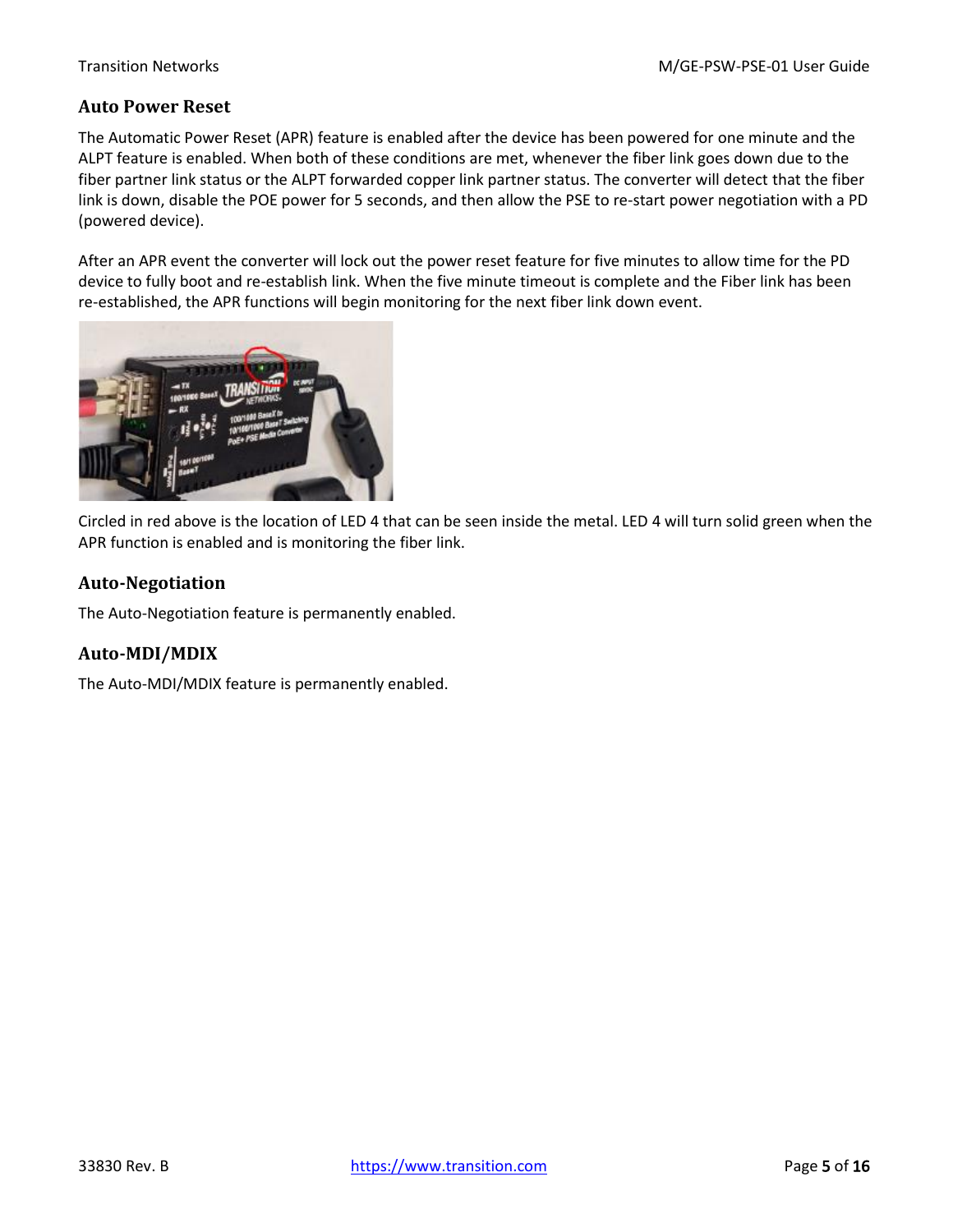## Auto Power Reset

The Automatic Power Reset (APR) feature is enabled after the device has been powered for one minute and the ALPT feature is enabled. When both of these conditions are met, whenever the fiber link goes down due to the fiber partner link status or the ALPT forwarded copper link partner status. The converter will detect that the fiber link is down, disable the POE power for 5 seconds, and then allow the PSE to re-start power negotiation with a PD (powered device).

After an APR event the converter will lock out the power reset feature for five minutes to allow time for the PD device to fully boot and re-establish link. When the five minute timeout is complete and the Fiber link has been re-established, the APR functions will begin monitoring for the next fiber link down event.

Circled in red above is the location of LED 4 that can be seen inside the metal. LED 4 will turn solid green when the APR function is enabled and is monitoring the fiber link.

## Auto-Negotiation

The Auto-Negotiation feature is permanently enabled.

## Auto-MDI/MDIX

The Auto-MDI/MDIX feature is permanently enabled.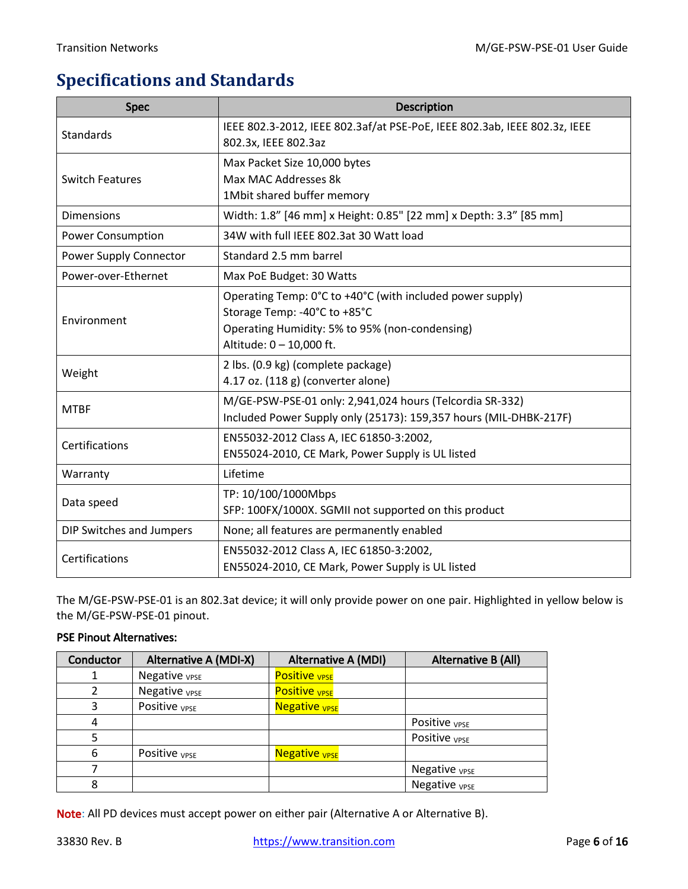# Specifications and Standards

| Spec | Description |
|---|---|
| Standards | IEEE 802.3-2012, IEEE 802.3af/at PSE-PoE, IEEE 802.3ab, IEEE 802.3z, IEEE 802.3x, IEEE 802.3az |
| Switch Features | Max Packet Size 10,000 bytes<br>Max MAC Addresses 8k<br>1Mbit shared buffer memory |
| Dimensions | Width: 1.8" [46 mm] x Height: 0.85" [22 mm] x Depth: 3.3" [85 mm] |
| Power Consumption | 34W with full IEEE 802.3at 30 Watt load |
| Power Supply Connector | Standard 2.5 mm barrel |
| Power-over-Ethernet | Max PoE Budget: 30 Watts |
| Environment | Operating Temp: 0°C to +40°C (with included power supply)<br>Storage Temp: -40°C to +85°C<br>Operating Humidity: 5% to 95% (non-condensing)<br>Altitude: 0 – 10,000 ft. |
| Weight | 2 lbs. (0.9 kg) (complete package)<br>4.17 oz. (118 g) (converter alone) |
| MTBF | M/GE-PSW-PSE-01 only: 2,941,024 hours (Telcordia SR-332)<br>Included Power Supply only (25173): 159,357 hours (MIL-DHBK-217F) |
| Certifications | EN55032-2012 Class A, IEC 61850-3:2002,<br>EN55024-2010, CE Mark, Power Supply is UL listed |
| Warranty | Lifetime |
| Data speed | TP: 10/100/1000Mbps<br>SFP: 100FX/1000X. SGMII not supported on this product |
| DIP Switches and Jumpers | None; all features are permanently enabled |
| Certifications | EN55032-2012 Class A, IEC 61850-3:2002,<br>EN55024-2010, CE Mark, Power Supply is UL listed |

The M/GE-PSW-PSE-01 is an 802.3at device; it will only provide power on one pair. Highlighted in yellow below is the M/GE-PSW-PSE-01 pinout.

**PSE Pinout Alternatives:**

| Conductor | Alternative A (MDI-X) | Alternative A (MDI) | Alternative B (All) |
|---|---|---|---|
| 1 | Negative $V_{PSE}$ | Positive $V_{PSE}$ | |
| 2 | Negative $V_{PSE}$ | Positive $V_{PSE}$ | |
| 3 | Positive $V_{PSE}$ | Negative $V_{PSE}$ | |
| 4 | | | Positive $V_{PSE}$ |
| 5 | | | Positive $V_{PSE}$ |
| 6 | Positive $V_{PSE}$ | Negative $V_{PSE}$ | |
| 7 | | | Negative $V_{PSE}$ |
| 8 | | | Negative $V_{PSE}$ |

**Note**: All PD devices must accept power on either pair (Alternative A or Alternative B).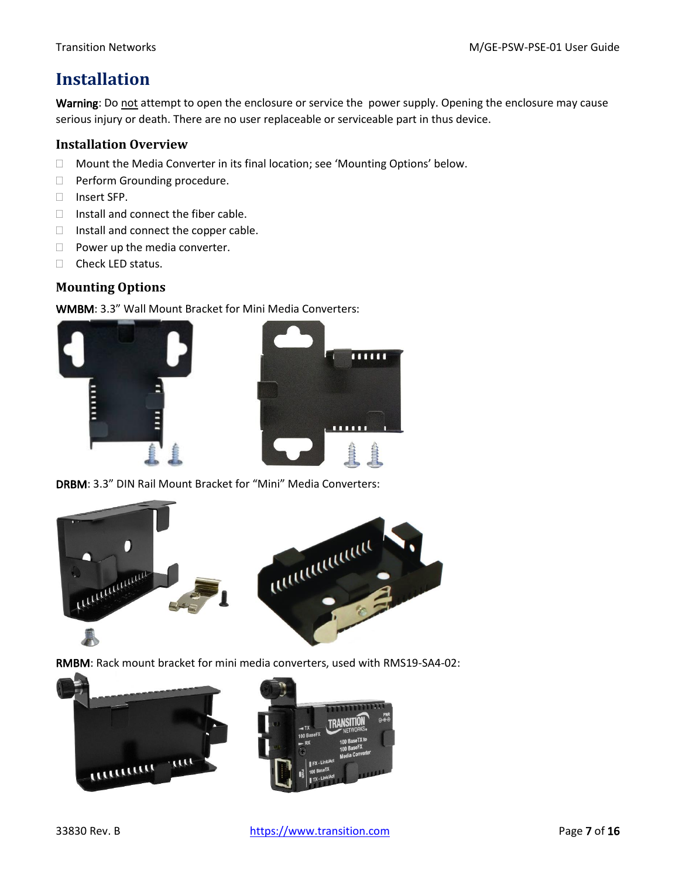# Installation

**Warning**: Do not attempt to open the enclosure or service the power supply. Opening the enclosure may cause serious injury or death. There are no user replaceable or serviceable part in thus device.

## Installation Overview

- Mount the Media Converter in its final location; see 'Mounting Options' below.
- Perform Grounding procedure.
- Insert SFP.
- Install and connect the fiber cable.
- Install and connect the copper cable.
- Power up the media converter.
- Check LED status.

## Mounting Options

**WMBM**: 3.3" Wall Mount Bracket for Mini Media Converters:

**DRBM**: 3.3" DIN Rail Mount Bracket for "Mini" Media Converters:

**RMBM**: Rack mount bracket for mini media converters, used with RMS19-SA4-02: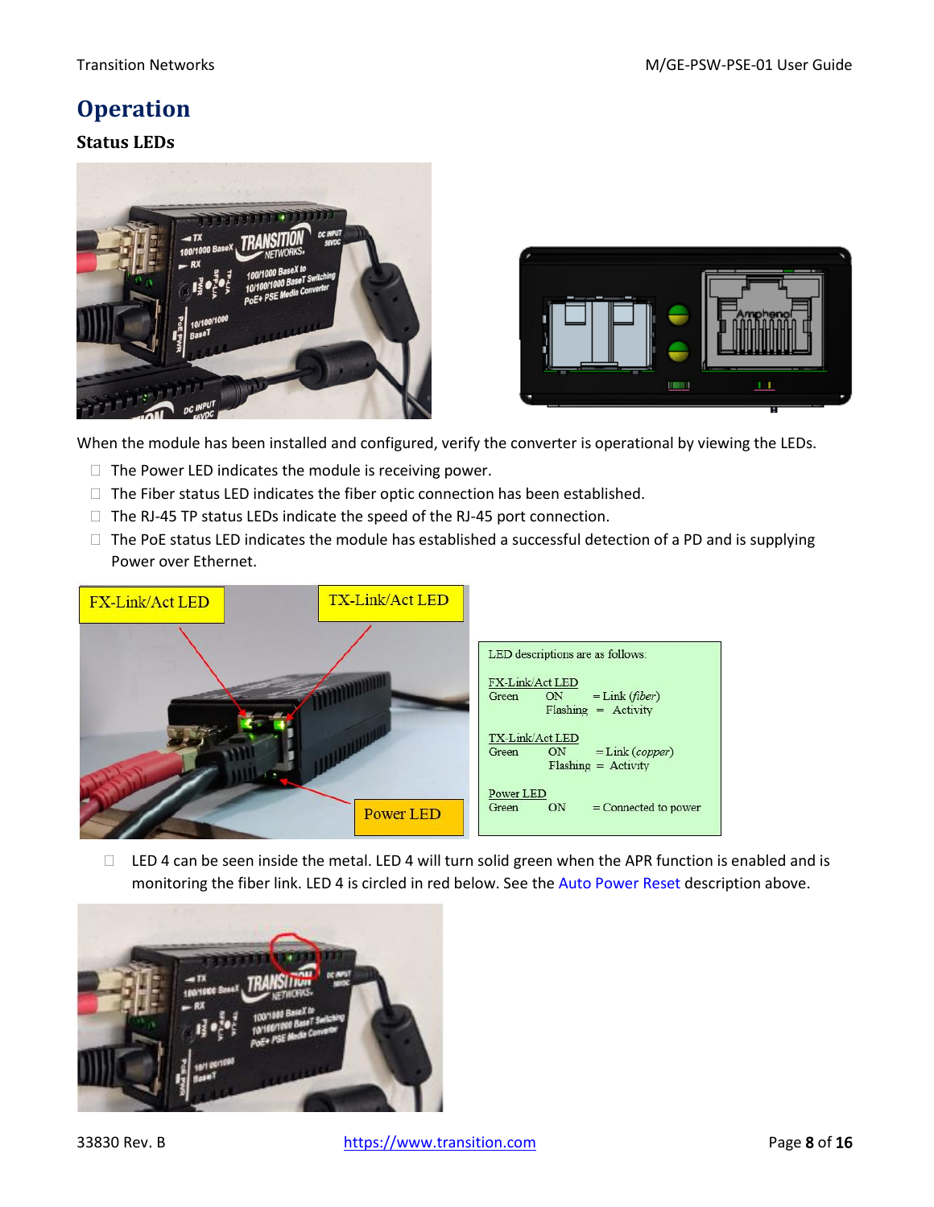# Operation

## Status LEDs

When the module has been installed and configured, verify the converter is operational by viewing the LEDs.

- The Power LED indicates the module is receiving power.
- The Fiber status LED indicates the fiber optic connection has been established.
- The RJ-45 TP status LEDs indicate the speed of the RJ-45 port connection.
- The PoE status LED indicates the module has established a successful detection of a PD and is supplying Power over Ethernet.

LED descriptions are as follows:

FX-Link/Act LED
Green ON = Link (*fiber*)
Flashing = Activity

TX-Link/Act LED
Green ON = Link (*copper*)
Flashing = Activity

Power LED
Green ON = Connected to power

- LED 4 can be seen inside the metal. LED 4 will turn solid green when the APR function is enabled and is monitoring the fiber link. LED 4 is circled in red below. See the Auto Power Reset description above.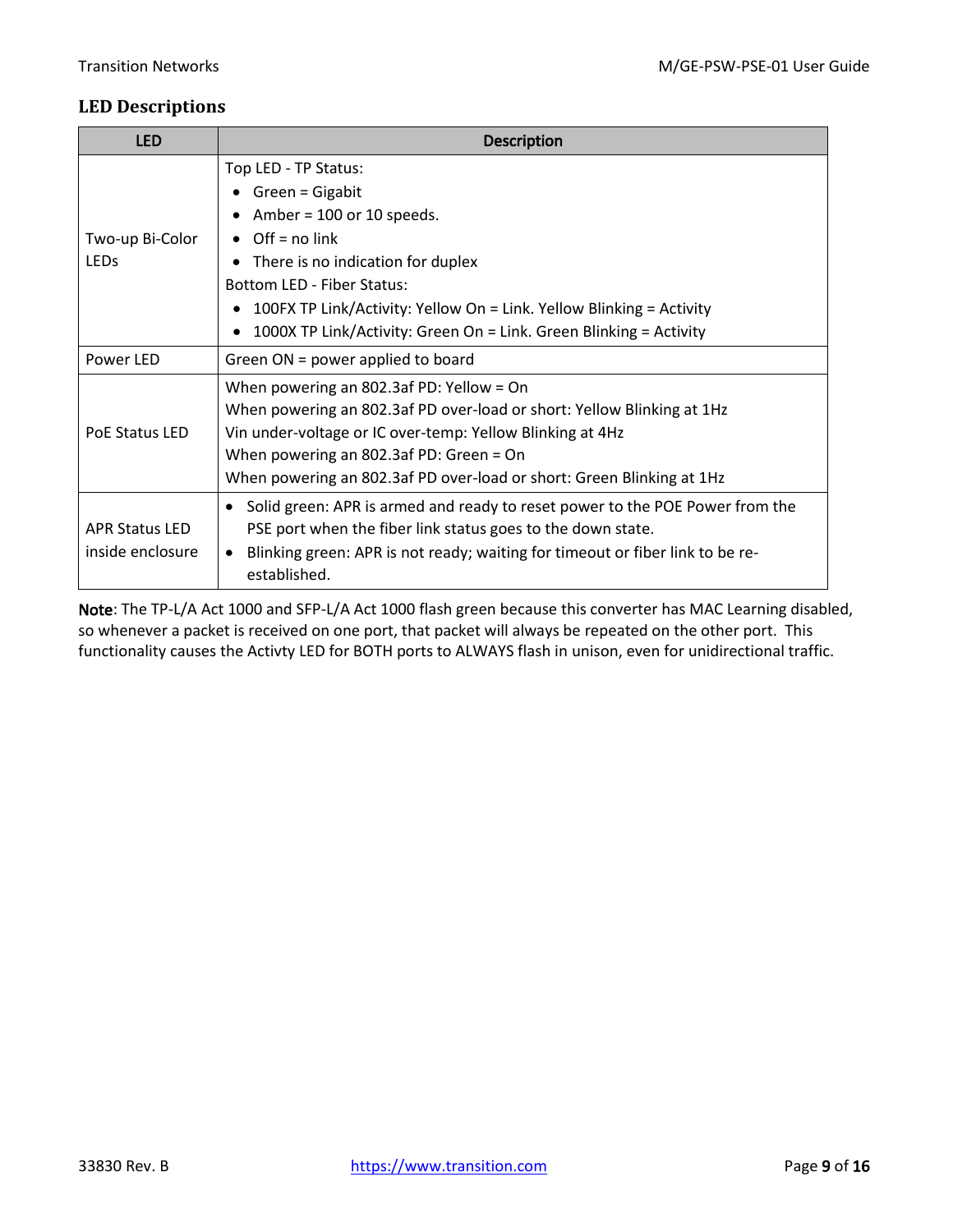## LED Descriptions

| LED | Description |
|---|---|
| Two-up Bi-Color LEDs | Top LED - TP Status:<br>• Green = Gigabit<br>• Amber = 100 or 10 speeds.<br>• Off = no link<br>• There is no indication for duplex<br>Bottom LED - Fiber Status:<br>• 100FX TP Link/Activity: Yellow On = Link. Yellow Blinking = Activity<br>• 1000X TP Link/Activity: Green On = Link. Green Blinking = Activity |
| Power LED | Green ON = power applied to board |
| PoE Status LED | When powering an 802.3af PD: Yellow = On<br>When powering an 802.3af PD over-load or short: Yellow Blinking at 1Hz<br>Vin under-voltage or IC over-temp: Yellow Blinking at 4Hz<br>When powering an 802.3af PD: Green = On<br>When powering an 802.3af PD over-load or short: Green Blinking at 1Hz |
| APR Status LED inside enclosure | • Solid green: APR is armed and ready to reset power to the POE Power from the PSE port when the fiber link status goes to the down state.<br>• Blinking green: APR is not ready; waiting for timeout or fiber link to be re-established. |

**Note**: The TP-L/A Act 1000 and SFP-L/A Act 1000 flash green because this converter has MAC Learning disabled, so whenever a packet is received on one port, that packet will always be repeated on the other port. This functionality causes the Activty LED for BOTH ports to ALWAYS flash in unison, even for unidirectional traffic.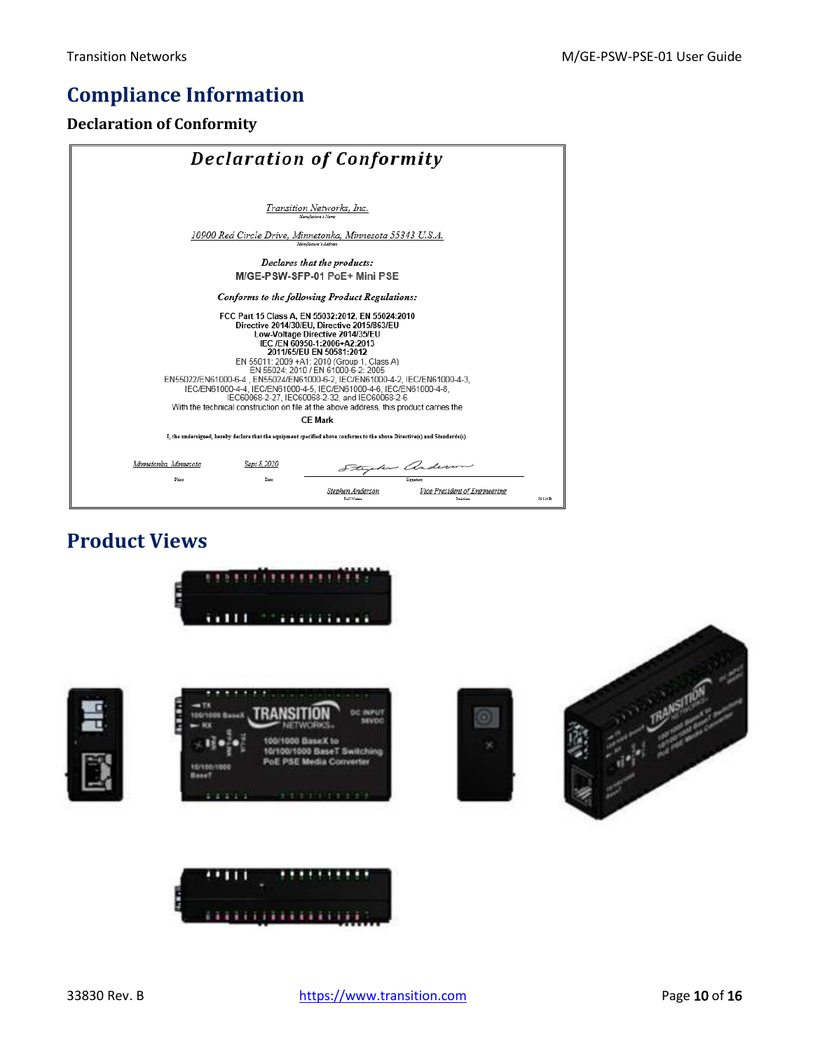# Compliance Information

### Declaration of Conformity

## *Declaration of Conformity*

*Transition Networks, Inc.*
Manufacturer's Name

*10900 Red Circle Drive, Minnetonka, Minnesota 55343 U.S.A.*
Manufacturer's Address

*Declares that the products:*
**M/GE-PSW-SFP-01 PoE+ Mini PSE**

*Conforms to the following Product Regulations:*

**FCC Part 15 Class A, EN 55032:2012, EN 55024:2010**
**Directive 2014/30/EU, Directive 2015/863/EU**
**Low-Voltage Directive 2014/35/EU**
**IEC /EN 60950-1:2006+A2:2013**
**2011/65/EU EN 50581:2012**
EN 55011: 2009 +A1: 2010 (Group 1, Class A)
EN 55024: 2010 / EN 61000-6-2: 2005
EN55022/EN61000-6-4 , EN55024/EN61000-6-2, IEC/EN61000-4-2, IEC/EN61000-4-3,
IEC/EN61000-4-4, IEC/EN61000-4-5, IEC/EN61000-4-6, IEC/EN61000-4-8,
IEC60068-2-27, IEC60068-2-32, and IEC60068-2-6
With the technical construction on file at the above address, this product carries the
**CE Mark**

I, the undersigned, hereby declare that the equipment specified above conforms to the above Directive(s) and Standard(s).

| Minnetonka, Minnesota | Sept 8, 2020 | Stephen Anderson (signature) |
|---|---|---|
| Place | Date | Signature |

Stephen Anderson — Full Name
Vice President of Engineering — Position

# Product Views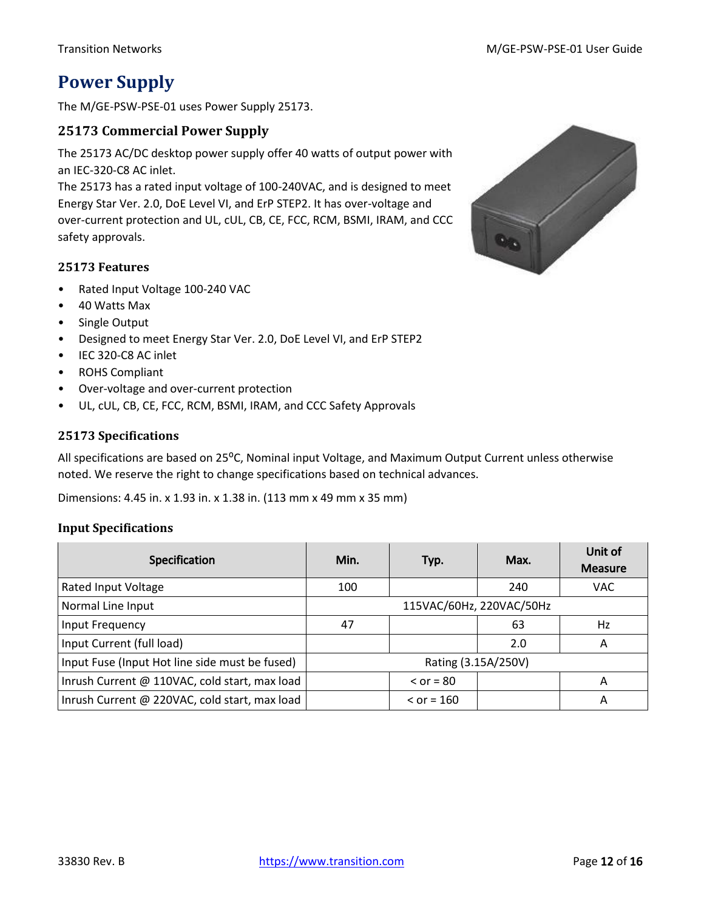# Power Supply

The M/GE-PSW-PSE-01 uses Power Supply 25173.

## 25173 Commercial Power Supply

The 25173 AC/DC desktop power supply offer 40 watts of output power with an IEC-320-C8 AC inlet.
The 25173 has a rated input voltage of 100-240VAC, and is designed to meet Energy Star Ver. 2.0, DoE Level VI, and ErP STEP2. It has over-voltage and over-current protection and UL, cUL, CB, CE, FCC, RCM, BSMI, IRAM, and CCC safety approvals.

### 25173 Features

- Rated Input Voltage 100-240 VAC
- 40 Watts Max
- Single Output
- Designed to meet Energy Star Ver. 2.0, DoE Level VI, and ErP STEP2
- IEC 320-C8 AC inlet
- ROHS Compliant
- Over-voltage and over-current protection
- UL, cUL, CB, CE, FCC, RCM, BSMI, IRAM, and CCC Safety Approvals

### 25173 Specifications

All specifications are based on 25°C, Nominal input Voltage, and Maximum Output Current unless otherwise noted. We reserve the right to change specifications based on technical advances.

Dimensions: 4.45 in. x 1.93 in. x 1.38 in. (113 mm x 49 mm x 35 mm)

#### Input Specifications

| Specification | Min. | Typ. | Max. | Unit of Measure |
|---|---|---|---|---|
| Rated Input Voltage | 100 | | 240 | VAC |
| Normal Line Input | 115VAC/60Hz, 220VAC/50Hz | | | |
| Input Frequency | 47 | | 63 | Hz |
| Input Current (full load) | | | 2.0 | A |
| Input Fuse (Input Hot line side must be fused) | Rating (3.15A/250V) | | | |
| Inrush Current @ 110VAC, cold start, max load | | < or = 80 | | A |
| Inrush Current @ 220VAC, cold start, max load | | < or = 160 | | A |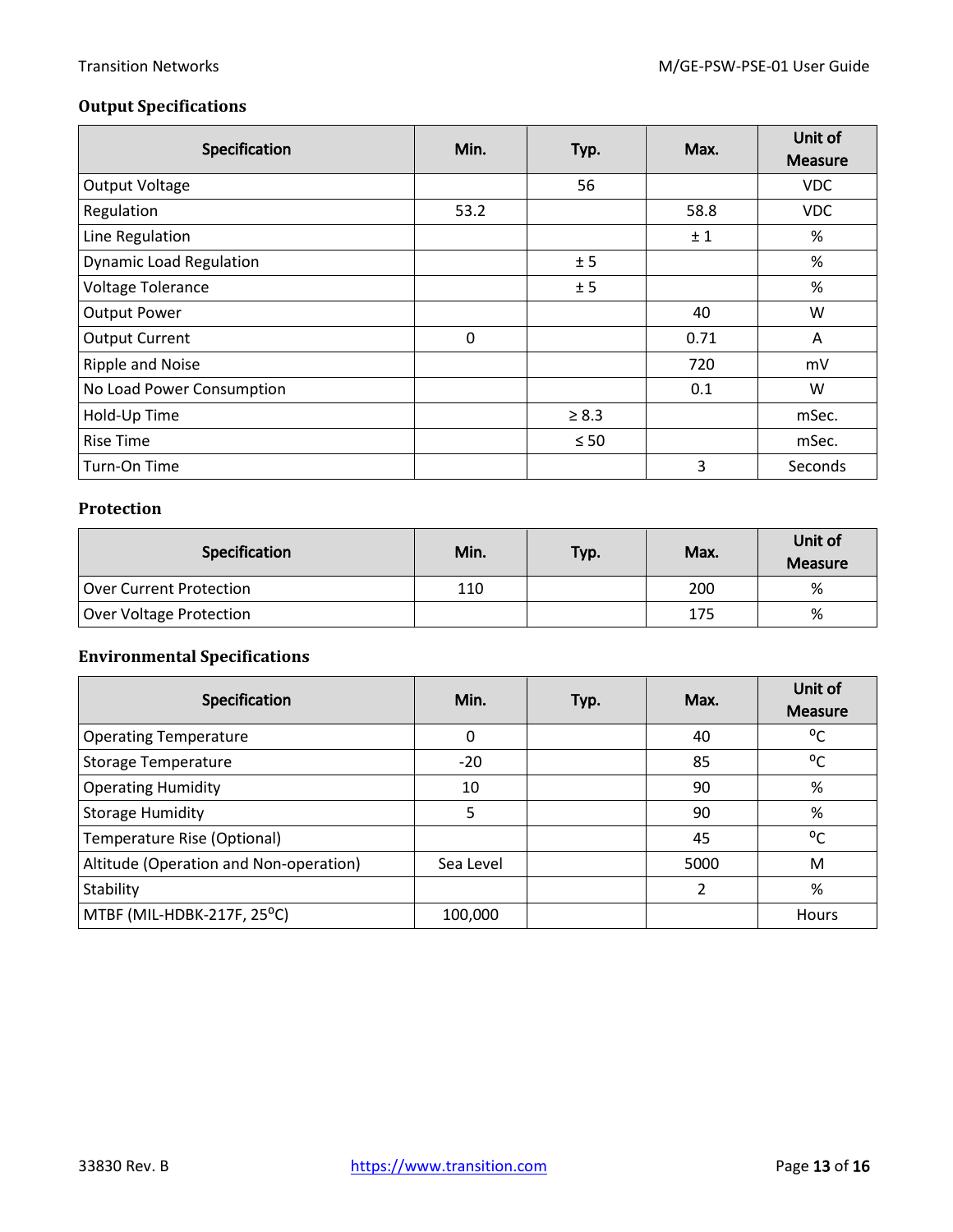### Output Specifications

| Specification | Min. | Typ. | Max. | Unit of Measure |
|---|---|---|---|---|
| Output Voltage | | 56 | | VDC |
| Regulation | 53.2 | | 58.8 | VDC |
| Line Regulation | | | ± 1 | % |
| Dynamic Load Regulation | | ± 5 | | % |
| Voltage Tolerance | | ± 5 | | % |
| Output Power | | | 40 | W |
| Output Current | 0 | | 0.71 | A |
| Ripple and Noise | | | 720 | mV |
| No Load Power Consumption | | | 0.1 | W |
| Hold-Up Time | | ≥ 8.3 | | mSec. |
| Rise Time | | ≤ 50 | | mSec. |
| Turn-On Time | | | 3 | Seconds |

### Protection

| Specification | Min. | Typ. | Max. | Unit of Measure |
|---|---|---|---|---|
| Over Current Protection | 110 | | 200 | % |
| Over Voltage Protection | | | 175 | % |

### Environmental Specifications

| Specification | Min. | Typ. | Max. | Unit of Measure |
|---|---|---|---|---|
| Operating Temperature | 0 | | 40 | $^oC$ |
| Storage Temperature | -20 | | 85 | $^oC$ |
| Operating Humidity | 10 | | 90 | % |
| Storage Humidity | 5 | | 90 | % |
| Temperature Rise (Optional) | | | 45 | $^oC$ |
| Altitude (Operation and Non-operation) | Sea Level | | 5000 | M |
| Stability | | | 2 | % |
| MTBF (MIL-HDBK-217F, 25$^oC$) | 100,000 | | | Hours |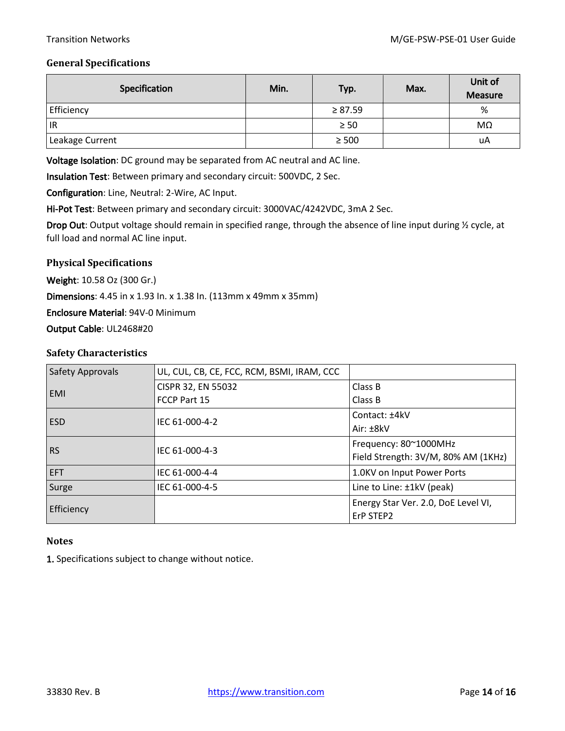### General Specifications

| Specification | Min. | Typ. | Max. | Unit of Measure |
|---|---|---|---|---|
| Efficiency | | ≥ 87.59 | | % |
| IR | | ≥ 50 | | MΩ |
| Leakage Current | | ≥ 500 | | uA |

**Voltage Isolation**: DC ground may be separated from AC neutral and AC line.

**Insulation Test**: Between primary and secondary circuit: 500VDC, 2 Sec.

**Configuration**: Line, Neutral: 2-Wire, AC Input.

**Hi-Pot Test**: Between primary and secondary circuit: 3000VAC/4242VDC, 3mA 2 Sec.

**Drop Out**: Output voltage should remain in specified range, through the absence of line input during ½ cycle, at full load and normal AC line input.

### Physical Specifications

**Weight**: 10.58 Oz (300 Gr.)

**Dimensions**: 4.45 in x 1.93 In. x 1.38 In. (113mm x 49mm x 35mm)

**Enclosure Material**: 94V-0 Minimum

**Output Cable**: UL2468#20

### Safety Characteristics

| Safety Approvals | UL, CUL, CB, CE, FCC, RCM, BSMI, IRAM, CCC | |
|---|---|---|
| EMI | CISPR 32, EN 55032<br>FCCP Part 15 | Class B<br>Class B |
| ESD | IEC 61-000-4-2 | Contact: ±4kV<br>Air: ±8kV |
| RS | IEC 61-000-4-3 | Frequency: 80~1000MHz<br>Field Strength: 3V/M, 80% AM (1KHz) |
| EFT | IEC 61-000-4-4 | 1.0KV on Input Power Ports |
| Surge | IEC 61-000-4-5 | Line to Line: ±1kV (peak) |
| Efficiency | | Energy Star Ver. 2.0, DoE Level VI, ErP STEP2 |

### Notes

1. Specifications subject to change without notice.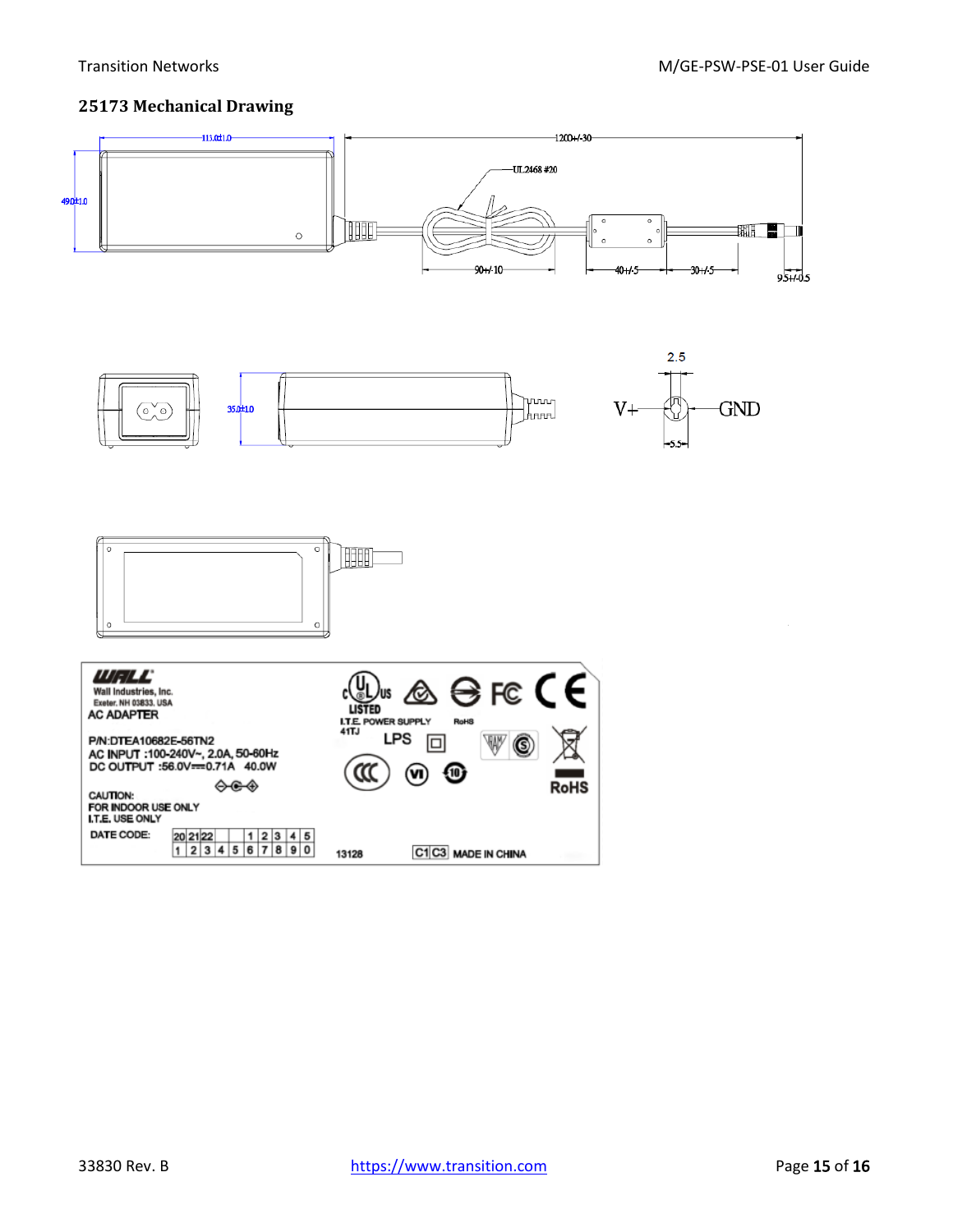### 25173 Mechanical Drawing

113.0±1.0

1200+/-30

UL2468 #20

49.0±1.0

90+/-10

40+/-5

30+/-5

9.5+/-0.5

35.0±1.0

2.5

V+

GND

5.5

WALL
Wall Industries, Inc.
Exeter, NH 03833, USA
AC ADAPTER

P/N:DTEA10682E-56TN2
AC INPUT :100-240V~, 2.0A, 50-60Hz
DC OUTPUT :56.0V⎓0.71A 40.0W

CAUTION:
FOR INDOOR USE ONLY
I.T.E. USE ONLY

DATE CODE:

| 20 | 21 | 22 | | | 1 | 2 | 3 | 4 | 5 |
|---|---|---|---|---|---|---|---|---|---|
| 1 | 2 | 3 | 4 | 5 | 6 | 7 | 8 | 9 | 0 |

LISTED
I.T.E. POWER SUPPLY
41TJ
RoHS
LPS

RoHS

13128

C1 C3 MADE IN CHINA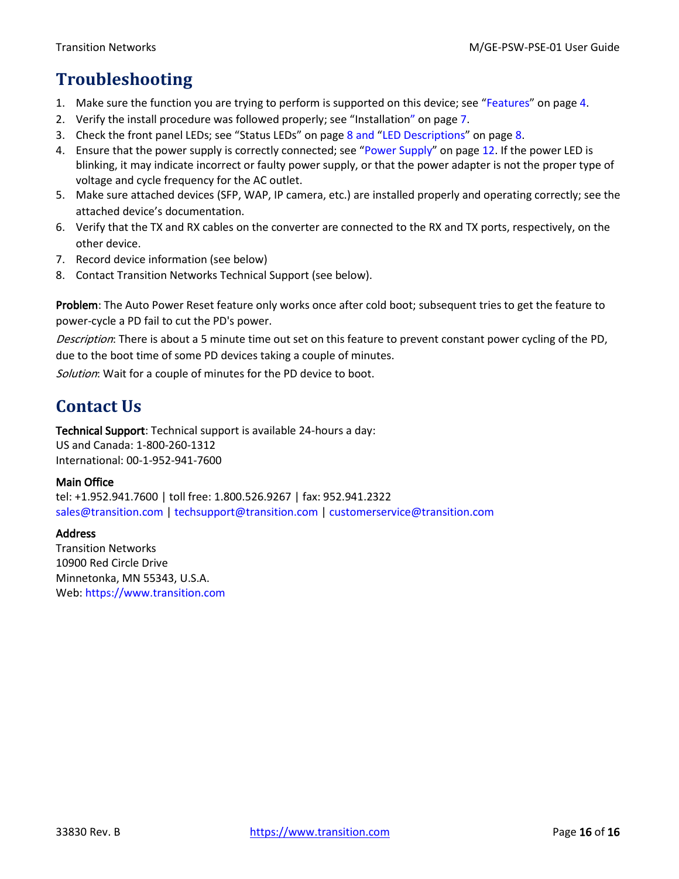# Troubleshooting

1. Make sure the function you are trying to perform is supported on this device; see "Features" on page 4.
2. Verify the install procedure was followed properly; see "Installation" on page 7.
3. Check the front panel LEDs; see "Status LEDs" on page 8 and "LED Descriptions" on page 8.
4. Ensure that the power supply is correctly connected; see "Power Supply" on page 12. If the power LED is blinking, it may indicate incorrect or faulty power supply, or that the power adapter is not the proper type of voltage and cycle frequency for the AC outlet.
5. Make sure attached devices (SFP, WAP, IP camera, etc.) are installed properly and operating correctly; see the attached device's documentation.
6. Verify that the TX and RX cables on the converter are connected to the RX and TX ports, respectively, on the other device.
7. Record device information (see below)
8. Contact Transition Networks Technical Support (see below).

**Problem**: The Auto Power Reset feature only works once after cold boot; subsequent tries to get the feature to power-cycle a PD fail to cut the PD's power.

*Description*: There is about a 5 minute time out set on this feature to prevent constant power cycling of the PD, due to the boot time of some PD devices taking a couple of minutes.

*Solution*: Wait for a couple of minutes for the PD device to boot.

# Contact Us

**Technical Support**: Technical support is available 24-hours a day:
US and Canada: 1-800-260-1312
International: 00-1-952-941-7600

**Main Office**
tel: +1.952.941.7600 | toll free: 1.800.526.9267 | fax: 952.941.2322
sales@transition.com | techsupport@transition.com | customerservice@transition.com

**Address**
Transition Networks
10900 Red Circle Drive
Minnetonka, MN 55343, U.S.A.
Web: https://www.transition.com